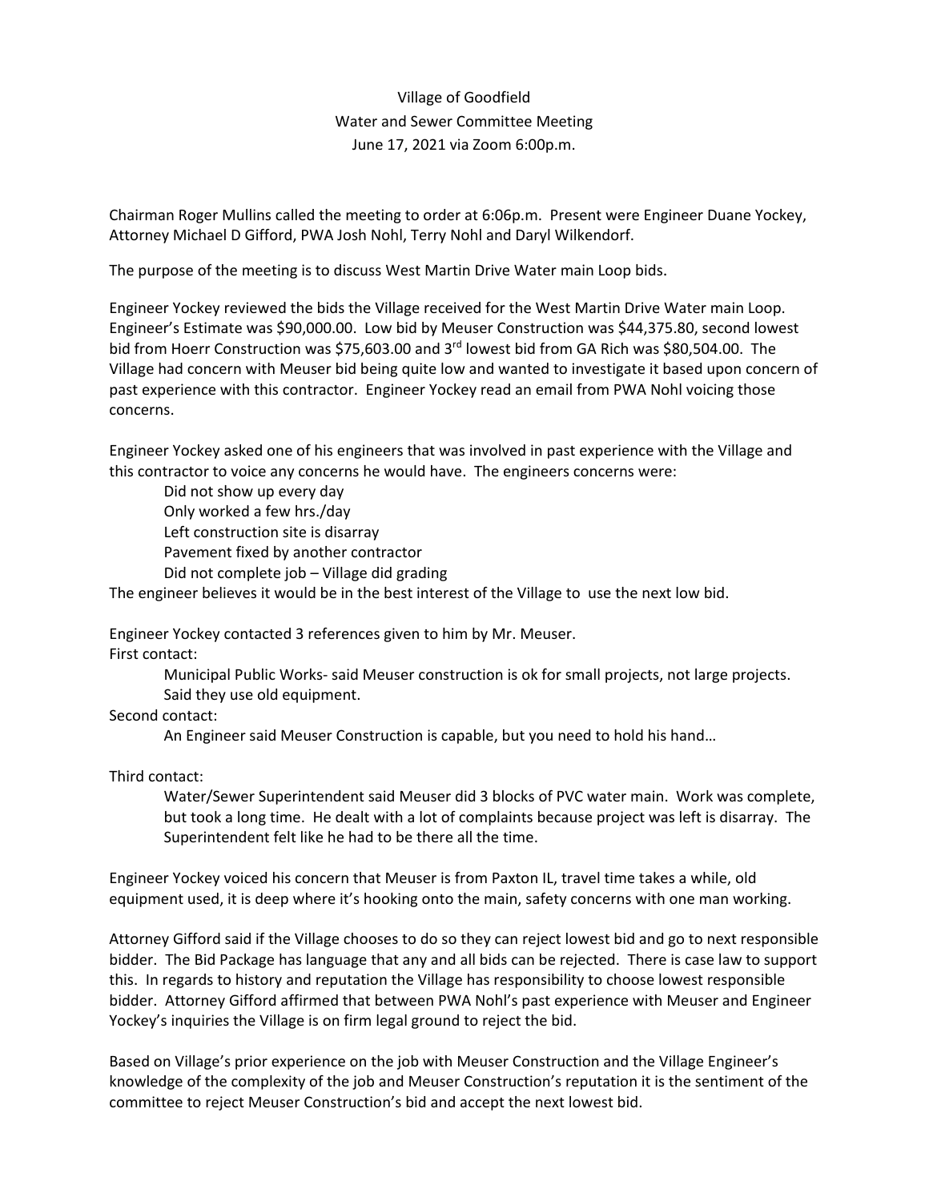Village of Goodfield
Water and Sewer Committee Meeting
June 17, 2021 via Zoom 6:00p.m.

Chairman Roger Mullins called the meeting to order at 6:06p.m. Present were Engineer Duane Yockey, Attorney Michael D Gifford, PWA Josh Nohl, Terry Nohl and Daryl Wilkendorf.

The purpose of the meeting is to discuss West Martin Drive Water main Loop bids.

Engineer Yockey reviewed the bids the Village received for the West Martin Drive Water main Loop. Engineer's Estimate was $90,000.00. Low bid by Meuser Construction was $44,375.80, second lowest bid from Hoerr Construction was $75,603.00 and 3rd lowest bid from GA Rich was $80,504.00. The Village had concern with Meuser bid being quite low and wanted to investigate it based upon concern of past experience with this contractor. Engineer Yockey read an email from PWA Nohl voicing those concerns.

Engineer Yockey asked one of his engineers that was involved in past experience with the Village and this contractor to voice any concerns he would have. The engineers concerns were:

- Did not show up every day
- Only worked a few hrs./day
- Left construction site is disarray
- Pavement fixed by another contractor
- Did not complete job – Village did grading

The engineer believes it would be in the best interest of the Village to use the next low bid.

Engineer Yockey contacted 3 references given to him by Mr. Meuser.

First contact:

> Municipal Public Works- said Meuser construction is ok for small projects, not large projects. Said they use old equipment.

Second contact:

> An Engineer said Meuser Construction is capable, but you need to hold his hand…

Third contact:

> Water/Sewer Superintendent said Meuser did 3 blocks of PVC water main. Work was complete, but took a long time. He dealt with a lot of complaints because project was left is disarray. The Superintendent felt like he had to be there all the time.

Engineer Yockey voiced his concern that Meuser is from Paxton IL, travel time takes a while, old equipment used, it is deep where it's hooking onto the main, safety concerns with one man working.

Attorney Gifford said if the Village chooses to do so they can reject lowest bid and go to next responsible bidder. The Bid Package has language that any and all bids can be rejected. There is case law to support this. In regards to history and reputation the Village has responsibility to choose lowest responsible bidder. Attorney Gifford affirmed that between PWA Nohl's past experience with Meuser and Engineer Yockey's inquiries the Village is on firm legal ground to reject the bid.

Based on Village's prior experience on the job with Meuser Construction and the Village Engineer's knowledge of the complexity of the job and Meuser Construction's reputation it is the sentiment of the committee to reject Meuser Construction's bid and accept the next lowest bid.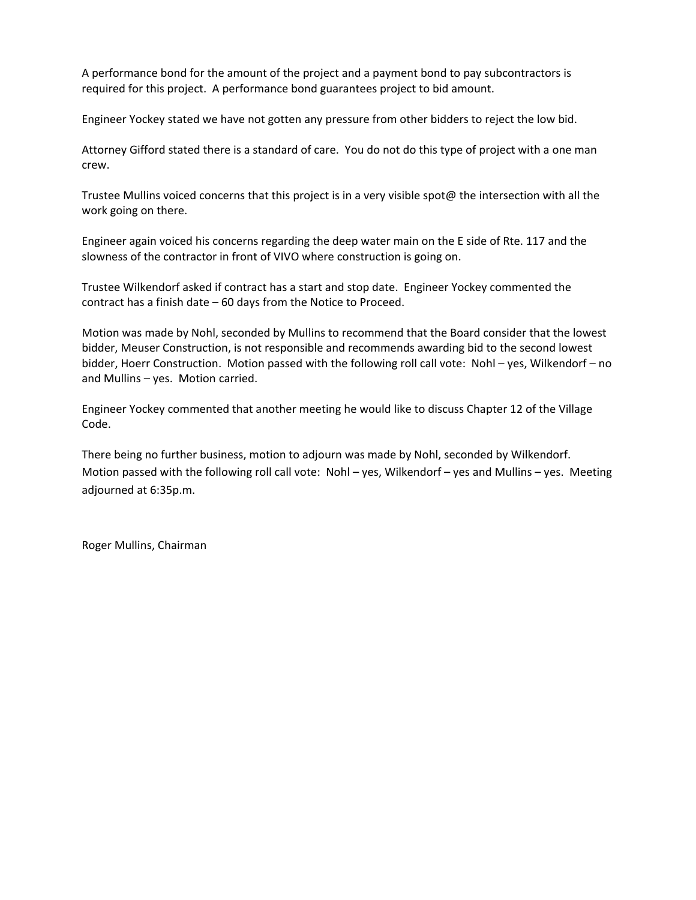A performance bond for the amount of the project and a payment bond to pay subcontractors is required for this project. A performance bond guarantees project to bid amount.

Engineer Yockey stated we have not gotten any pressure from other bidders to reject the low bid.

Attorney Gifford stated there is a standard of care. You do not do this type of project with a one man crew.

Trustee Mullins voiced concerns that this project is in a very visible spot@ the intersection with all the work going on there.

Engineer again voiced his concerns regarding the deep water main on the E side of Rte. 117 and the slowness of the contractor in front of VIVO where construction is going on.

Trustee Wilkendorf asked if contract has a start and stop date. Engineer Yockey commented the contract has a finish date – 60 days from the Notice to Proceed.

Motion was made by Nohl, seconded by Mullins to recommend that the Board consider that the lowest bidder, Meuser Construction, is not responsible and recommends awarding bid to the second lowest bidder, Hoerr Construction. Motion passed with the following roll call vote: Nohl – yes, Wilkendorf – no and Mullins – yes. Motion carried.

Engineer Yockey commented that another meeting he would like to discuss Chapter 12 of the Village Code.

There being no further business, motion to adjourn was made by Nohl, seconded by Wilkendorf. Motion passed with the following roll call vote: Nohl – yes, Wilkendorf – yes and Mullins – yes. Meeting adjourned at 6:35p.m.

Roger Mullins, Chairman